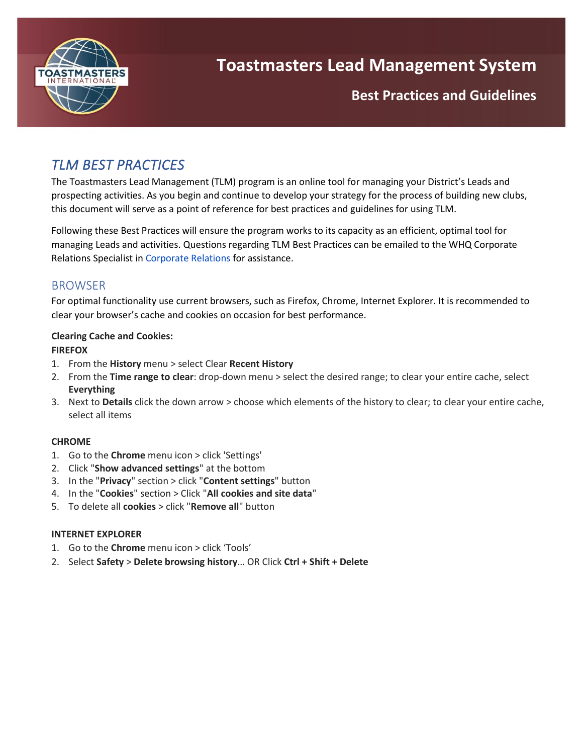# Toastmasters Lead Management System

## Best Practices and Guidelines

## *TLM BEST PRACTICES*

The Toastmasters Lead Management (TLM) program is an online tool for managing your District's Leads and prospecting activities. As you begin and continue to develop your strategy for the process of building new clubs, this document will serve as a point of reference for best practices and guidelines for using TLM.

Following these Best Practices will ensure the program works to its capacity as an efficient, optimal tool for managing Leads and activities. Questions regarding TLM Best Practices can be emailed to the WHQ Corporate Relations Specialist in Corporate Relations for assistance.

### BROWSER

For optimal functionality use current browsers, such as Firefox, Chrome, Internet Explorer. It is recommended to clear your browser's cache and cookies on occasion for best performance.

**Clearing Cache and Cookies:**

**FIREFOX**

1. From the **History** menu > select Clear **Recent History**
2. From the **Time range to clear**: drop-down menu > select the desired range; to clear your entire cache, select **Everything**
3. Next to **Details** click the down arrow > choose which elements of the history to clear; to clear your entire cache, select all items

**CHROME**

1. Go to the **Chrome** menu icon > click 'Settings'
2. Click "**Show advanced settings**" at the bottom
3. In the "**Privacy**" section > click "**Content settings**" button
4. In the "**Cookies**" section > Click "**All cookies and site data**"
5. To delete all **cookies** > click "**Remove all**" button

**INTERNET EXPLORER**

1. Go to the **Chrome** menu icon > click 'Tools'
2. Select **Safety** > **Delete browsing history**… OR Click **Ctrl + Shift + Delete**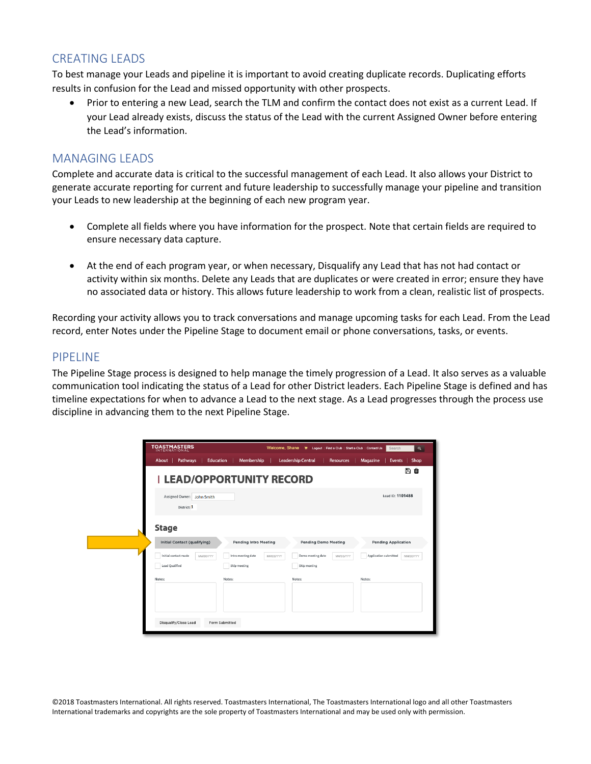## CREATING LEADS

To best manage your Leads and pipeline it is important to avoid creating duplicate records. Duplicating efforts results in confusion for the Lead and missed opportunity with other prospects.

- Prior to entering a new Lead, search the TLM and confirm the contact does not exist as a current Lead. If your Lead already exists, discuss the status of the Lead with the current Assigned Owner before entering the Lead's information.

## MANAGING LEADS

Complete and accurate data is critical to the successful management of each Lead. It also allows your District to generate accurate reporting for current and future leadership to successfully manage your pipeline and transition your Leads to new leadership at the beginning of each new program year.

- Complete all fields where you have information for the prospect. Note that certain fields are required to ensure necessary data capture.

- At the end of each program year, or when necessary, Disqualify any Lead that has not had contact or activity within six months. Delete any Leads that are duplicates or were created in error; ensure they have no associated data or history. This allows future leadership to work from a clean, realistic list of prospects.

Recording your activity allows you to track conversations and manage upcoming tasks for each Lead. From the Lead record, enter Notes under the Pipeline Stage to document email or phone conversations, tasks, or events.

## PIPELINE

The Pipeline Stage process is designed to help manage the timely progression of a Lead. It also serves as a valuable communication tool indicating the status of a Lead for other District leaders. Each Pipeline Stage is defined and has timeline expectations for when to advance a Lead to the next stage. As a Lead progresses through the process use discipline in advancing them to the next Pipeline Stage.

©2018 Toastmasters International. All rights reserved. Toastmasters International, The Toastmasters International logo and all other Toastmasters International trademarks and copyrights are the sole property of Toastmasters International and may be used only with permission.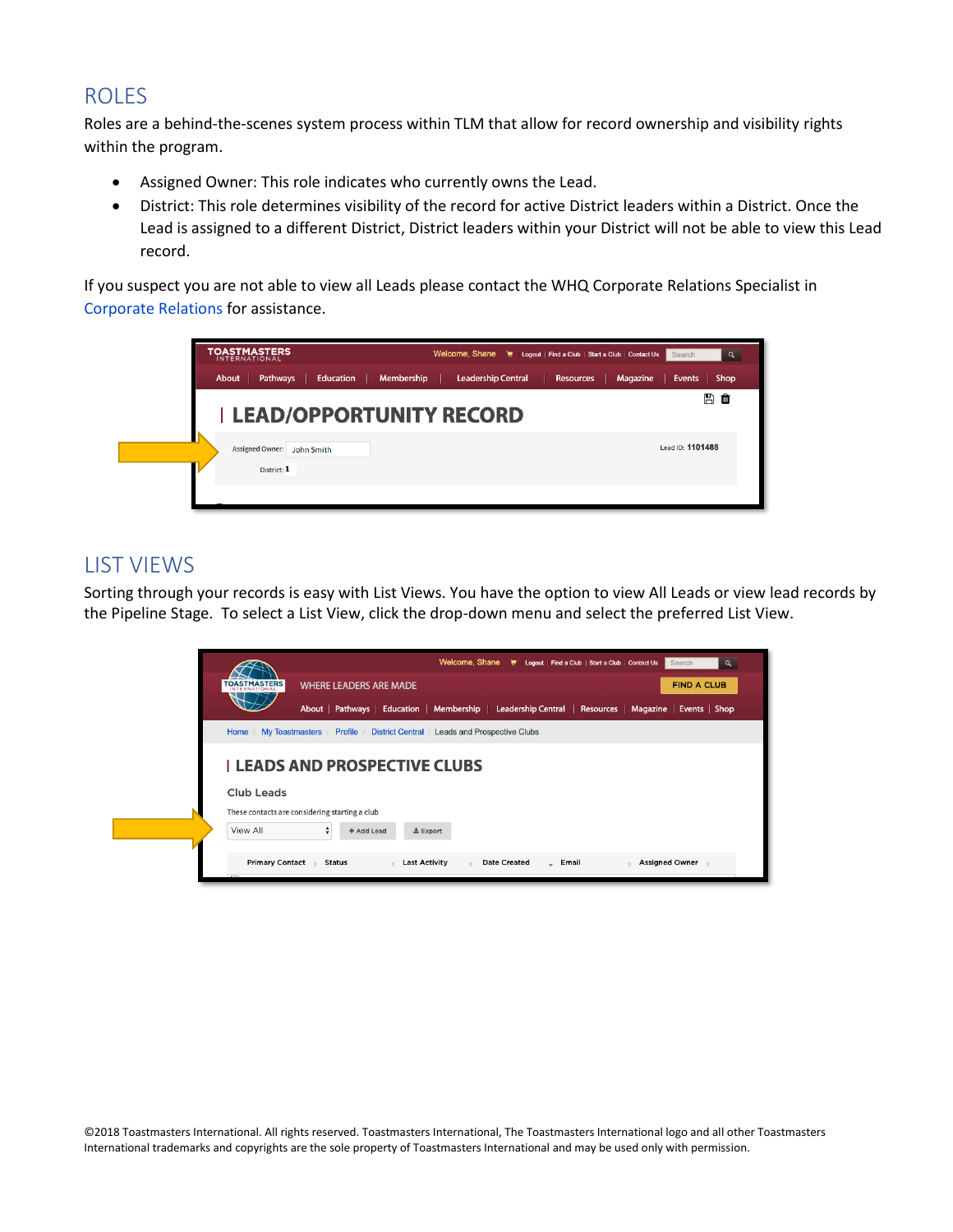## ROLES

Roles are a behind-the-scenes system process within TLM that allow for record ownership and visibility rights within the program.

- Assigned Owner: This role indicates who currently owns the Lead.
- District: This role determines visibility of the record for active District leaders within a District. Once the Lead is assigned to a different District, District leaders within your District will not be able to view this Lead record.

If you suspect you are not able to view all Leads please contact the WHQ Corporate Relations Specialist in Corporate Relations for assistance.

## LIST VIEWS

Sorting through your records is easy with List Views. You have the option to view All Leads or view lead records by the Pipeline Stage. To select a List View, click the drop-down menu and select the preferred List View.

©2018 Toastmasters International. All rights reserved. Toastmasters International, The Toastmasters International logo and all other Toastmasters International trademarks and copyrights are the sole property of Toastmasters International and may be used only with permission.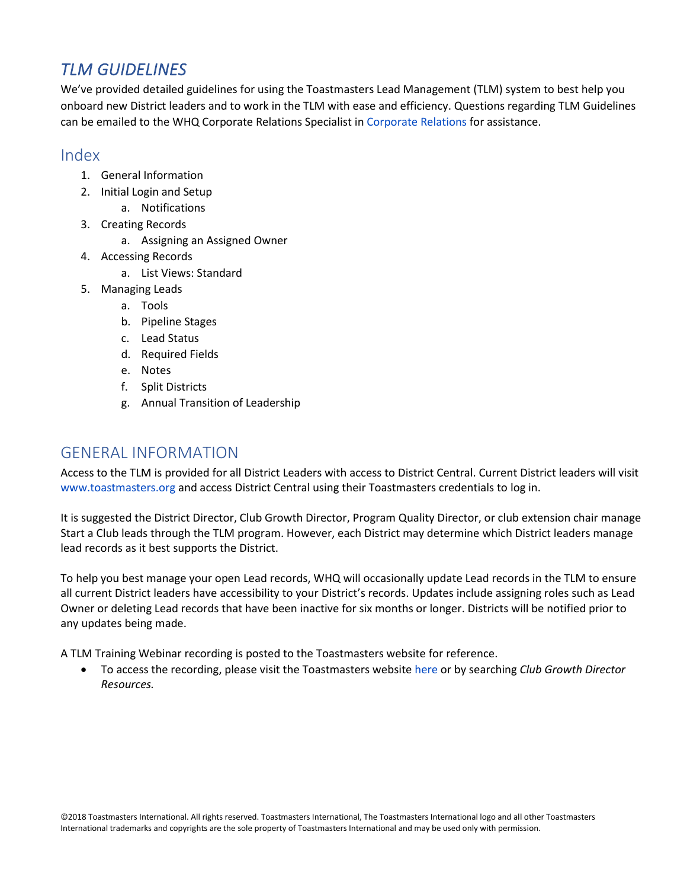# *TLM GUIDELINES*

We've provided detailed guidelines for using the Toastmasters Lead Management (TLM) system to best help you onboard new District leaders and to work in the TLM with ease and efficiency. Questions regarding TLM Guidelines can be emailed to the WHQ Corporate Relations Specialist in Corporate Relations for assistance.

## Index

1. General Information
2. Initial Login and Setup
    a. Notifications
3. Creating Records
    a. Assigning an Assigned Owner
4. Accessing Records
    a. List Views: Standard
5. Managing Leads
    a. Tools
    b. Pipeline Stages
    c. Lead Status
    d. Required Fields
    e. Notes
    f. Split Districts
    g. Annual Transition of Leadership

## GENERAL INFORMATION

Access to the TLM is provided for all District Leaders with access to District Central. Current District leaders will visit www.toastmasters.org and access District Central using their Toastmasters credentials to log in.

It is suggested the District Director, Club Growth Director, Program Quality Director, or club extension chair manage Start a Club leads through the TLM program. However, each District may determine which District leaders manage lead records as it best supports the District.

To help you best manage your open Lead records, WHQ will occasionally update Lead records in the TLM to ensure all current District leaders have accessibility to your District's records. Updates include assigning roles such as Lead Owner or deleting Lead records that have been inactive for six months or longer. Districts will be notified prior to any updates being made.

A TLM Training Webinar recording is posted to the Toastmasters website for reference.

- To access the recording, please visit the Toastmasters website here or by searching *Club Growth Director Resources.*

©2018 Toastmasters International. All rights reserved. Toastmasters International, The Toastmasters International logo and all other Toastmasters International trademarks and copyrights are the sole property of Toastmasters International and may be used only with permission.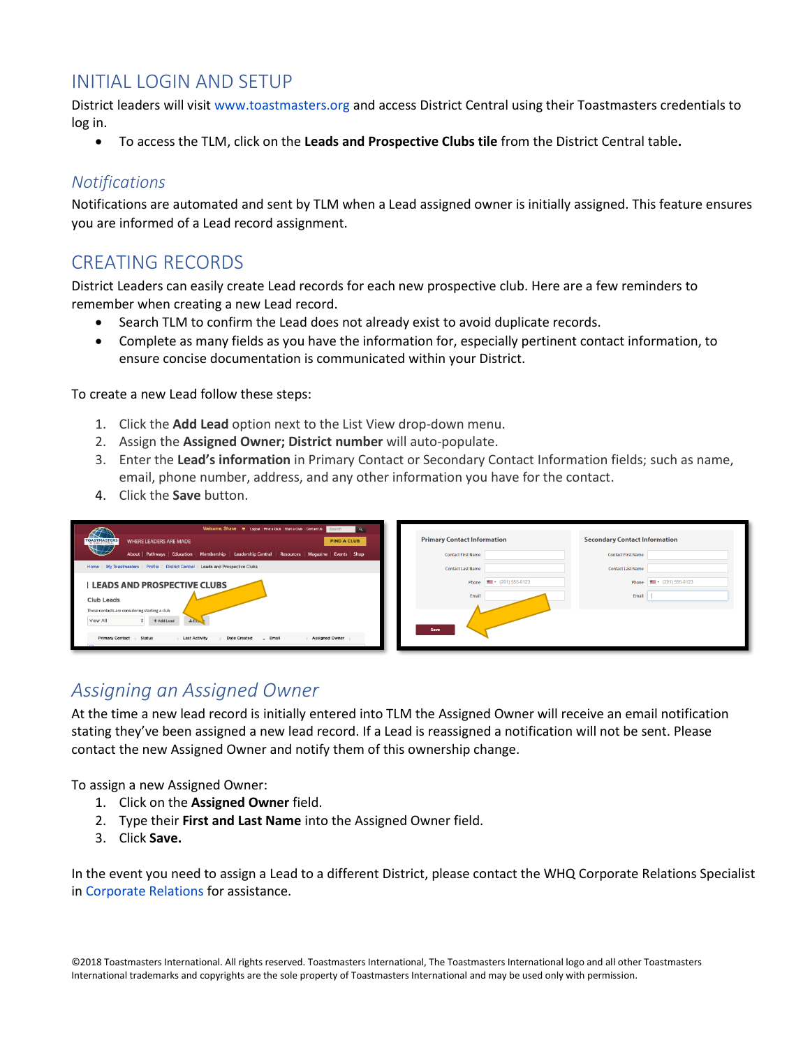## INITIAL LOGIN AND SETUP

District leaders will visit www.toastmasters.org and access District Central using their Toastmasters credentials to log in.

- To access the TLM, click on the **Leads and Prospective Clubs tile** from the District Central table**.**

### *Notifications*

Notifications are automated and sent by TLM when a Lead assigned owner is initially assigned. This feature ensures you are informed of a Lead record assignment.

## CREATING RECORDS

District Leaders can easily create Lead records for each new prospective club. Here are a few reminders to remember when creating a new Lead record.

- Search TLM to confirm the Lead does not already exist to avoid duplicate records.
- Complete as many fields as you have the information for, especially pertinent contact information, to ensure concise documentation is communicated within your District.

To create a new Lead follow these steps:

1. Click the **Add Lead** option next to the List View drop-down menu.
2. Assign the **Assigned Owner; District number** will auto-populate.
3. Enter the **Lead's information** in Primary Contact or Secondary Contact Information fields; such as name, email, phone number, address, and any other information you have for the contact.
4. Click the **Save** button.

### *Assigning an Assigned Owner*

At the time a new lead record is initially entered into TLM the Assigned Owner will receive an email notification stating they've been assigned a new lead record. If a Lead is reassigned a notification will not be sent. Please contact the new Assigned Owner and notify them of this ownership change.

To assign a new Assigned Owner:

1. Click on the **Assigned Owner** field.
2. Type their **First and Last Name** into the Assigned Owner field.
3. Click **Save.**

In the event you need to assign a Lead to a different District, please contact the WHQ Corporate Relations Specialist in Corporate Relations for assistance.

©2018 Toastmasters International. All rights reserved. Toastmasters International, The Toastmasters International logo and all other Toastmasters International trademarks and copyrights are the sole property of Toastmasters International and may be used only with permission.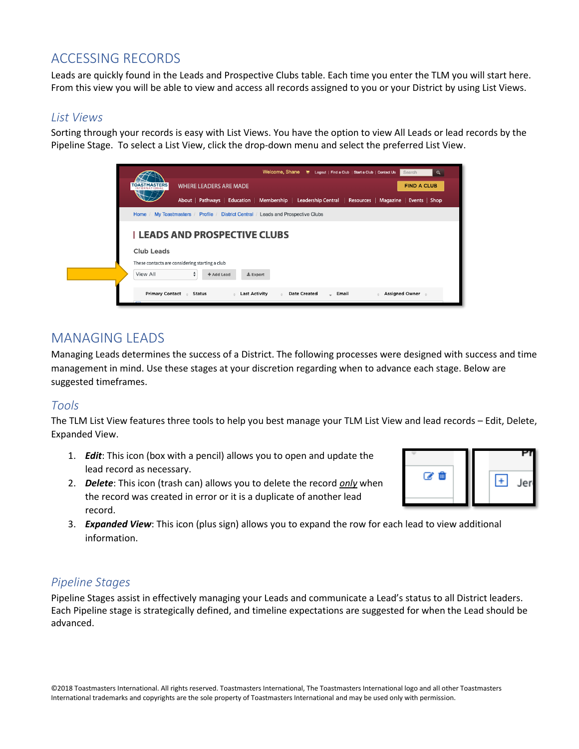## ACCESSING RECORDS

Leads are quickly found in the Leads and Prospective Clubs table. Each time you enter the TLM you will start here. From this view you will be able to view and access all records assigned to you or your District by using List Views.

### *List Views*

Sorting through your records is easy with List Views. You have the option to view All Leads or lead records by the Pipeline Stage. To select a List View, click the drop-down menu and select the preferred List View.

## MANAGING LEADS

Managing Leads determines the success of a District. The following processes were designed with success and time management in mind. Use these stages at your discretion regarding when to advance each stage. Below are suggested timeframes.

### *Tools*

The TLM List View features three tools to help you best manage your TLM List View and lead records – Edit, Delete, Expanded View.

1. ***Edit***: This icon (box with a pencil) allows you to open and update the lead record as necessary.
2. ***Delete***: This icon (trash can) allows you to delete the record *only* when the record was created in error or it is a duplicate of another lead record.
3. ***Expanded View***: This icon (plus sign) allows you to expand the row for each lead to view additional information.

### *Pipeline Stages*

Pipeline Stages assist in effectively managing your Leads and communicate a Lead's status to all District leaders. Each Pipeline stage is strategically defined, and timeline expectations are suggested for when the Lead should be advanced.

©2018 Toastmasters International. All rights reserved. Toastmasters International, The Toastmasters International logo and all other Toastmasters International trademarks and copyrights are the sole property of Toastmasters International and may be used only with permission.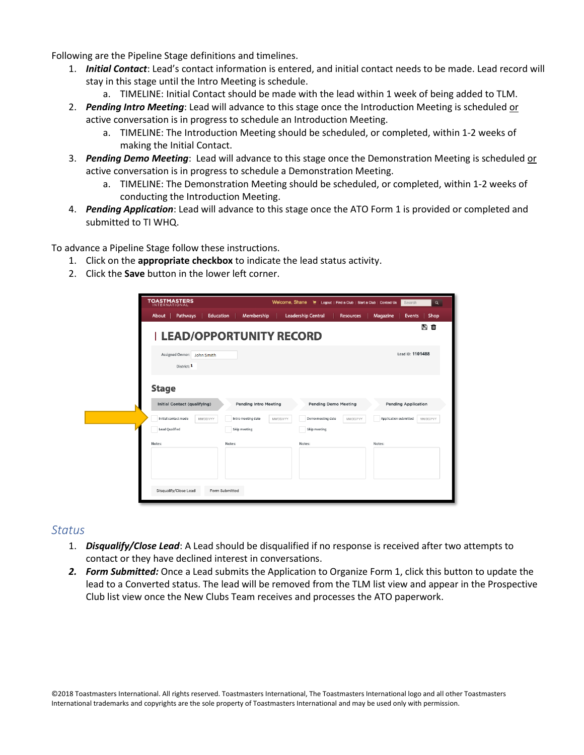Following are the Pipeline Stage definitions and timelines.

1. ***Initial Contact***: Lead's contact information is entered, and initial contact needs to be made. Lead record will stay in this stage until the Intro Meeting is schedule.
   a. TIMELINE: Initial Contact should be made with the lead within 1 week of being added to TLM.
2. ***Pending Intro Meeting***: Lead will advance to this stage once the Introduction Meeting is scheduled <u>or</u> active conversation is in progress to schedule an Introduction Meeting.
   a. TIMELINE: The Introduction Meeting should be scheduled, or completed, within 1-2 weeks of making the Initial Contact.
3. ***Pending Demo Meeting***: Lead will advance to this stage once the Demonstration Meeting is scheduled <u>or</u> active conversation is in progress to schedule a Demonstration Meeting.
   a. TIMELINE: The Demonstration Meeting should be scheduled, or completed, within 1-2 weeks of conducting the Introduction Meeting.
4. ***Pending Application***: Lead will advance to this stage once the ATO Form 1 is provided or completed and submitted to TI WHQ.

To advance a Pipeline Stage follow these instructions.

1. Click on the **appropriate checkbox** to indicate the lead status activity.
2. Click the **Save** button in the lower left corner.

## Status

1. ***Disqualify/Close Lead***: A Lead should be disqualified if no response is received after two attempts to contact or they have declined interest in conversations.
2. ***Form Submitted:*** Once a Lead submits the Application to Organize Form 1, click this button to update the lead to a Converted status. The lead will be removed from the TLM list view and appear in the Prospective Club list view once the New Clubs Team receives and processes the ATO paperwork.

©2018 Toastmasters International. All rights reserved. Toastmasters International, The Toastmasters International logo and all other Toastmasters International trademarks and copyrights are the sole property of Toastmasters International and may be used only with permission.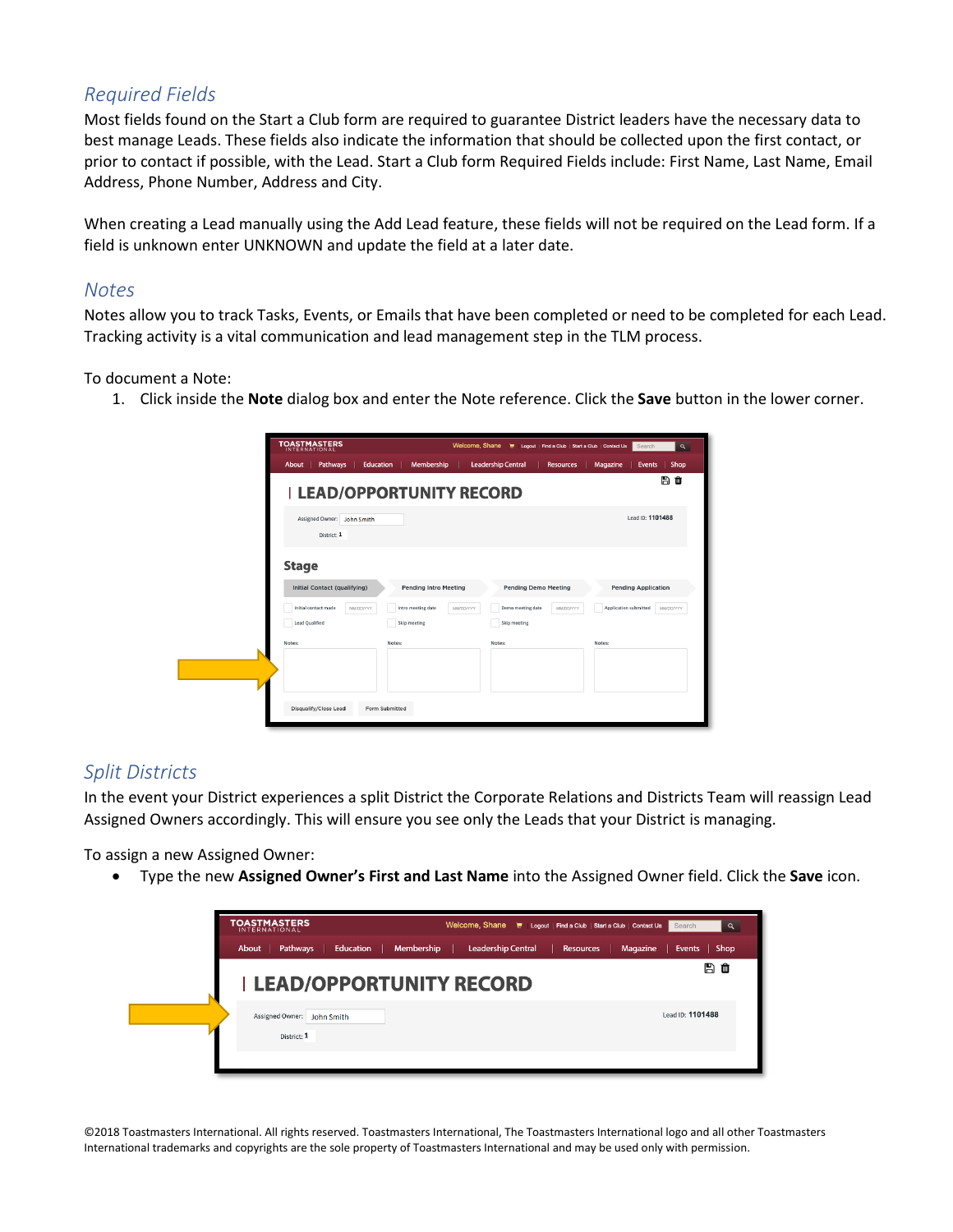## Required Fields

Most fields found on the Start a Club form are required to guarantee District leaders have the necessary data to best manage Leads. These fields also indicate the information that should be collected upon the first contact, or prior to contact if possible, with the Lead. Start a Club form Required Fields include: First Name, Last Name, Email Address, Phone Number, Address and City.

When creating a Lead manually using the Add Lead feature, these fields will not be required on the Lead form. If a field is unknown enter UNKNOWN and update the field at a later date.

## Notes

Notes allow you to track Tasks, Events, or Emails that have been completed or need to be completed for each Lead. Tracking activity is a vital communication and lead management step in the TLM process.

To document a Note:

1. Click inside the **Note** dialog box and enter the Note reference. Click the **Save** button in the lower corner.

## Split Districts

In the event your District experiences a split District the Corporate Relations and Districts Team will reassign Lead Assigned Owners accordingly. This will ensure you see only the Leads that your District is managing.

To assign a new Assigned Owner:

- Type the new **Assigned Owner's First and Last Name** into the Assigned Owner field. Click the **Save** icon.

©2018 Toastmasters International. All rights reserved. Toastmasters International, The Toastmasters International logo and all other Toastmasters International trademarks and copyrights are the sole property of Toastmasters International and may be used only with permission.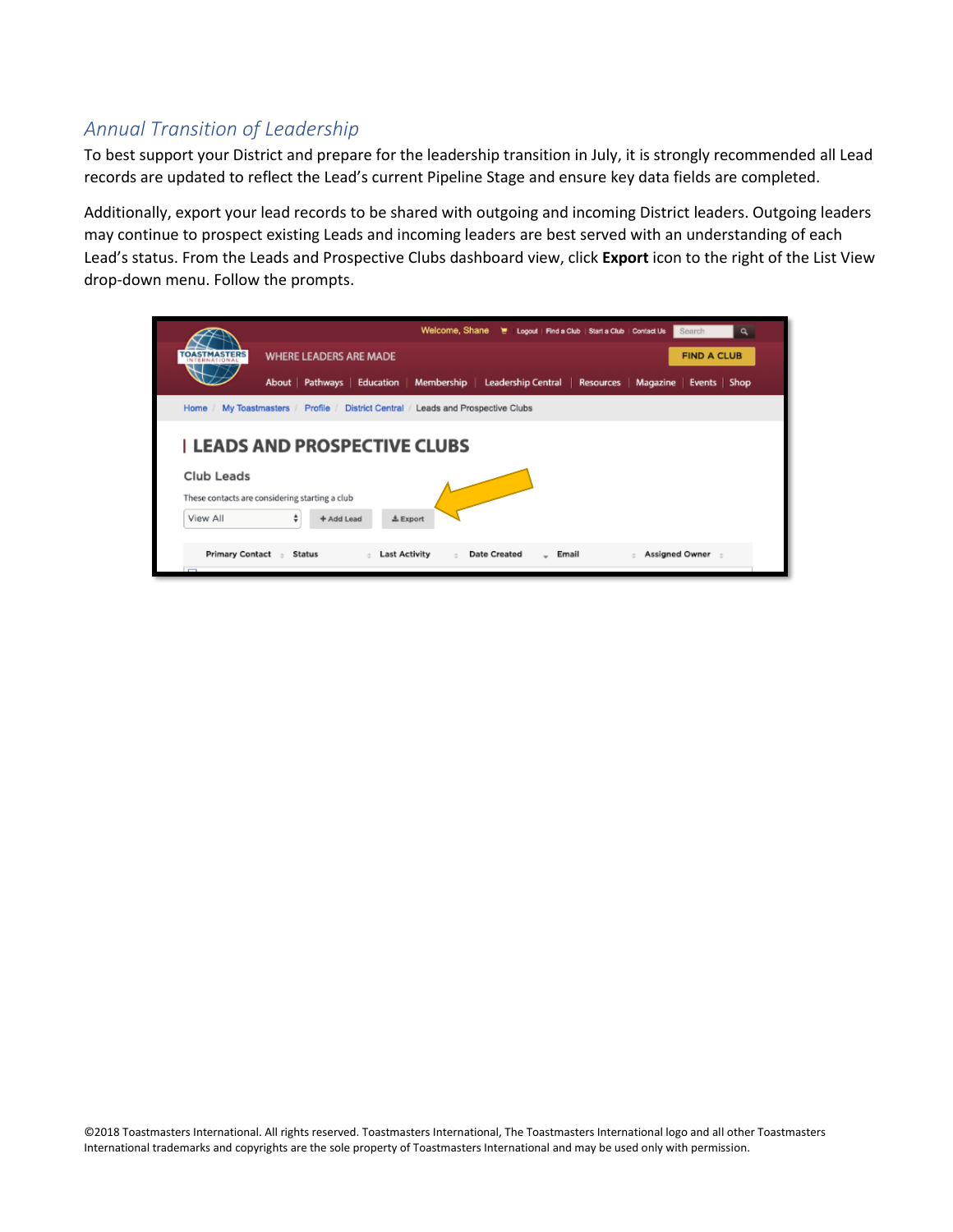## *Annual Transition of Leadership*

To best support your District and prepare for the leadership transition in July, it is strongly recommended all Lead records are updated to reflect the Lead's current Pipeline Stage and ensure key data fields are completed.

Additionally, export your lead records to be shared with outgoing and incoming District leaders. Outgoing leaders may continue to prospect existing Leads and incoming leaders are best served with an understanding of each Lead's status. From the Leads and Prospective Clubs dashboard view, click **Export** icon to the right of the List View drop-down menu. Follow the prompts.

©2018 Toastmasters International. All rights reserved. Toastmasters International, The Toastmasters International logo and all other Toastmasters International trademarks and copyrights are the sole property of Toastmasters International and may be used only with permission.